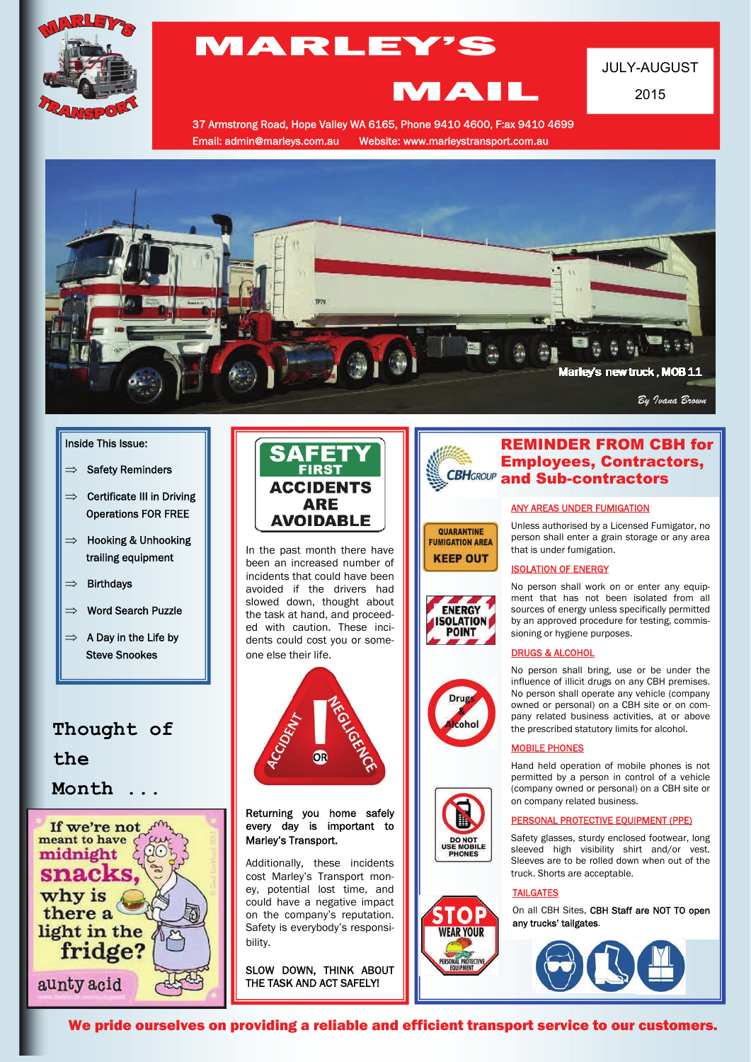# MARLEY'S MAIL

JULY-AUGUST 2015

37 Armstrong Road, Hope Valley WA 6165, Phone 9410 4600, F:ax 9410 4699
Email: admin@marleys.com.au Website: www.marleystransport.com.au

Marley's new truck, MOB 11

*By Ivana Brown*

**Inside This Issue:**

- Safety Reminders
- Certificate III in Driving Operations FOR FREE
- Hooking & Unhooking trailing equipment
- Birthdays
- Word Search Puzzle
- A Day in the Life by Steve Snookes

## Thought of the Month ...

If we're not meant to have midnight snacks, why is there a light in the fridge?

aunty acid

## SAFETY FIRST ACCIDENTS ARE AVOIDABLE

In the past month there have been an increased number of incidents that could have been avoided if the drivers had slowed down, thought about the task at hand, and proceeded with caution. These incidents could cost you or someone else their life.

ACCIDENT OR NEGLIGENCE

**Returning you home safely every day is important to Marley's Transport.**

Additionally, these incidents cost Marley's Transport money, potential lost time, and could have a negative impact on the company's reputation. Safety is everybody's responsibility.

**SLOW DOWN, THINK ABOUT THE TASK AND ACT SAFELY!**

## REMINDER FROM CBH for Employees, Contractors, and Sub-contractors

### ANY AREAS UNDER FUMIGATION

Unless authorised by a Licensed Fumigator, no person shall enter a grain storage or any area that is under fumigation.

### ISOLATION OF ENERGY

No person shall work on or enter any equipment that has not been isolated from all sources of energy unless specifically permitted by an approved procedure for testing, commissioning or hygiene purposes.

### DRUGS & ALCOHOL

No person shall bring, use or be under the influence of illicit drugs on any CBH premises. No person shall operate any vehicle (company owned or personal) on a CBH site or on company related business activities, at or above the prescribed statutory limits for alcohol.

### MOBILE PHONES

Hand held operation of mobile phones is not permitted by a person in control of a vehicle (company owned or personal) on a CBH site or on company related business.

### PERSONAL PROTECTIVE EQUIPMENT (PPE)

Safety glasses, sturdy enclosed footwear, long sleeved high visibility shirt and/or vest. Sleeves are to be rolled down when out of the truck. Shorts are acceptable.

### TAILGATES

On all CBH Sites, **CBH Staff are NOT TO open any trucks' tailgates**.

**We pride ourselves on providing a reliable and efficient transport service to our customers.**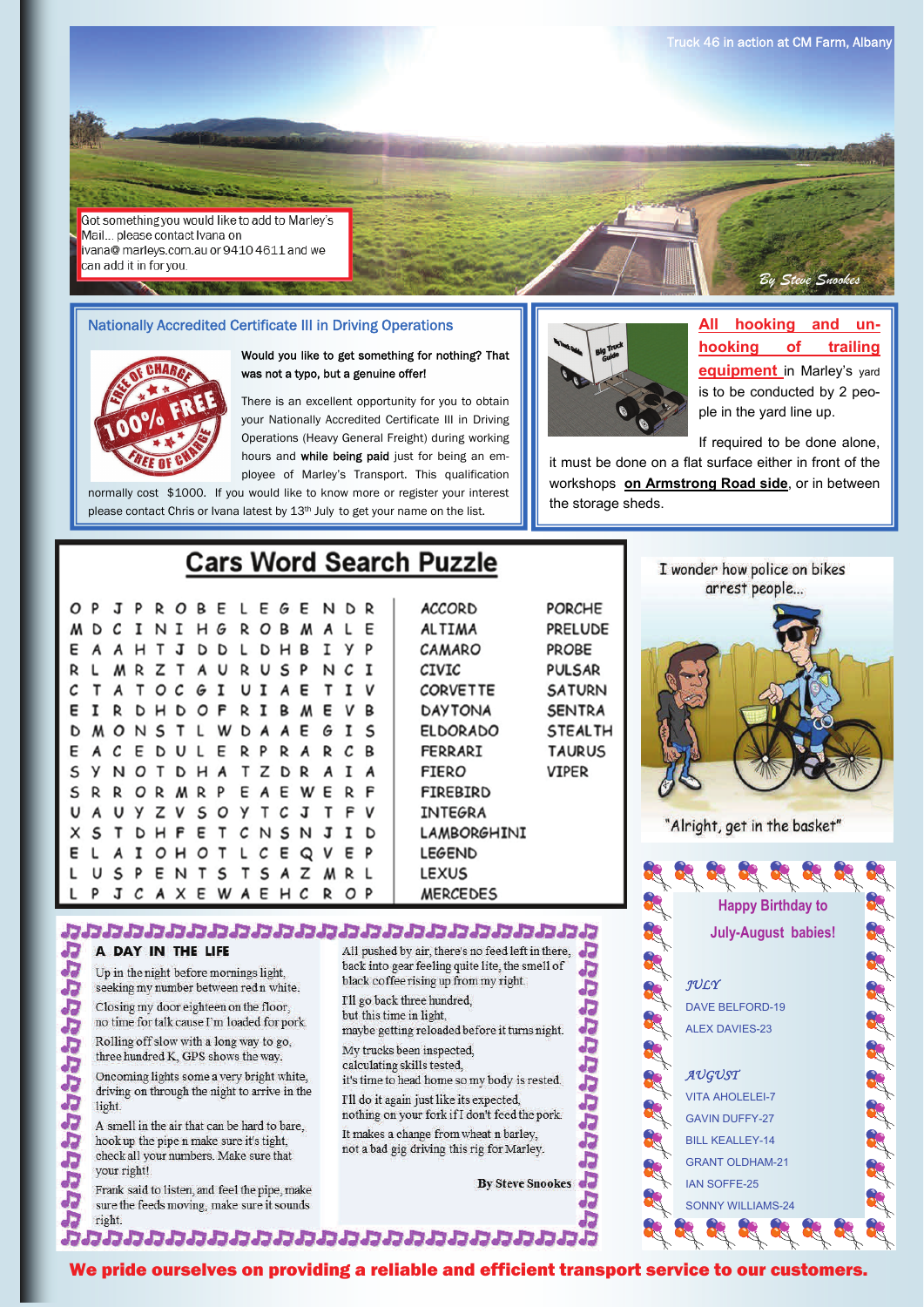Truck 46 in action at CM Farm, Albany

By Steve Snookes

Got something you would like to add to Marley's Mail... please contact Ivana on ivana@marleys.com.au or 9410 4611 and we can add it in for you.

## Nationally Accredited Certificate III in Driving Operations

**Would you like to get something for nothing? That was not a typo, but a genuine offer!**

There is an excellent opportunity for you to obtain your Nationally Accredited Certificate III in Driving Operations (Heavy General Freight) during working hours and **while being paid** just for being an employee of Marley's Transport. This qualification normally cost $1000. If you would like to know more or register your interest please contact Chris or Ivana latest by 13th July to get your name on the list.

**All hooking and un-hooking of trailing equipment** in Marley's yard is to be conducted by 2 people in the yard line up.

If required to be done alone, it must be done on a flat surface either in front of the workshops **on Armstrong Road side**, or in between the storage sheds.

## Cars Word Search Puzzle

```
O P J P R O B E L E G E N D R
M D C I N I H G R O B M A L E
E A A H T J D D L D H B I Y P
R L M R Z T A U R U S P N C I
C T A T O C G I U I A E T I V
E I R D H D O F R I B M E V B
D M O N S T L W D A A E G I S
E A C E D U L E R P R A R C B
S Y N O T D H A T Z D R A I A
S R R O R M R P E A E W E R F
U A U Y Z V S O Y T C J T F V
X S T D H F E T C N S N J I D
E L A I O H O T L C E Q V E P
L U S P E N T S T S A Z M R L
L P J C A X E W A E H C R O P
```

| | |
|---|---|
| ACCORD | PORCHE |
| ALTIMA | PRELUDE |
| CAMARO | PROBE |
| CIVIC | PULSAR |
| CORVETTE | SATURN |
| DAYTONA | SENTRA |
| ELDORADO | STEALTH |
| FERRARI | TAURUS |
| FIERO | VIPER |
| FIREBIRD | |
| INTEGRA | |
| LAMBORGHINI | |
| LEGEND | |
| LEXUS | |
| MERCEDES | |

I wonder how police on bikes arrest people...

"Alright, get in the basket"

## A DAY IN THE LIFE

Up in the night before mornings light,
seeking my number between red n white.

Closing my door eighteen on the floor,
no time for talk cause I'm loaded for pork.

Rolling off slow with a long way to go,
three hundred K, GPS shows the way.

Oncoming lights some a very bright white,
driving on through the night to arrive in the light.

A smell in the air that can be hard to bare,
hook up the pipe n make sure it's tight,
check all your numbers. Make sure that your right!

Frank said to listen, and feel the pipe, make sure the feeds moving, make sure it sounds right.

All pushed by air, there's no feed left in there,
back into gear feeling quite lite, the smell of black coffee rising up from my right.

I'll go back three hundred,
but this time in light,
maybe getting reloaded before it turns night.

My trucks been inspected,
calculating skills tested,
it's time to head home so my body is rested.

I'll do it again just like its expected,
nothing on your fork if I don't feed the pork.

It makes a change from wheat n barley,
not a bad gig driving this rig for Marley.

**By Steve Snookes**

## Happy Birthday to July-August babies!

*JULY*

DAVE BELFORD-19
ALEX DAVIES-23

*AUGUST*

VITA AHOLELEI-7
GAVIN DUFFY-27
BILL KEALLEY-14
GRANT OLDHAM-21
IAN SOFFE-25
SONNY WILLIAMS-24

**We pride ourselves on providing a reliable and efficient transport service to our customers.**